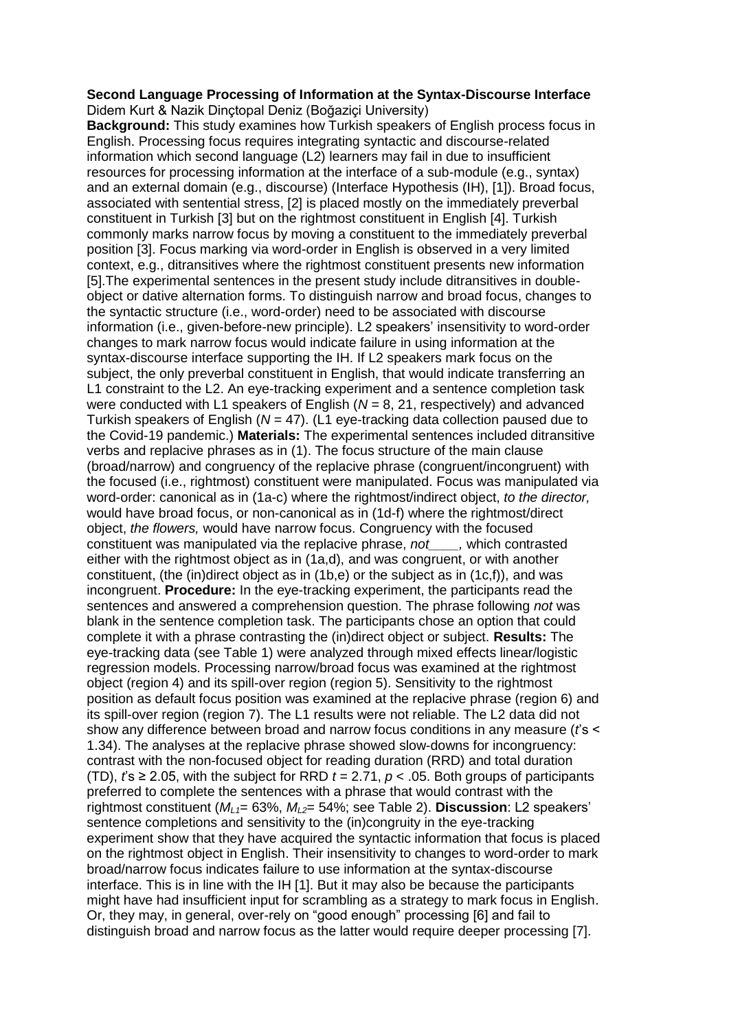**Second Language Processing of Information at the Syntax-Discourse Interface**
Didem Kurt & Nazik Dinçtopal Deniz (Boğaziçi University)

**Background:** This study examines how Turkish speakers of English process focus in English. Processing focus requires integrating syntactic and discourse-related information which second language (L2) learners may fail in due to insufficient resources for processing information at the interface of a sub-module (e.g., syntax) and an external domain (e.g., discourse) (Interface Hypothesis (IH), [1]). Broad focus, associated with sentential stress, [2] is placed mostly on the immediately preverbal constituent in Turkish [3] but on the rightmost constituent in English [4]. Turkish commonly marks narrow focus by moving a constituent to the immediately preverbal position [3]. Focus marking via word-order in English is observed in a very limited context, e.g., ditransitives where the rightmost constituent presents new information [5].The experimental sentences in the present study include ditransitives in double-object or dative alternation forms. To distinguish narrow and broad focus, changes to the syntactic structure (i.e., word-order) need to be associated with discourse information (i.e., given-before-new principle). L2 speakers' insensitivity to word-order changes to mark narrow focus would indicate failure in using information at the syntax-discourse interface supporting the IH. If L2 speakers mark focus on the subject, the only preverbal constituent in English, that would indicate transferring an L1 constraint to the L2. An eye-tracking experiment and a sentence completion task were conducted with L1 speakers of English ($N$ = 8, 21, respectively) and advanced Turkish speakers of English ($N$ = 47). (L1 eye-tracking data collection paused due to the Covid-19 pandemic.) **Materials:** The experimental sentences included ditransitive verbs and replacive phrases as in (1). The focus structure of the main clause (broad/narrow) and congruency of the replacive phrase (congruent/incongruent) with the focused (i.e., rightmost) constituent were manipulated. Focus was manipulated via word-order: canonical as in (1a-c) where the rightmost/indirect object, *to the director,* would have broad focus, or non-canonical as in (1d-f) where the rightmost/direct object, *the flowers,* would have narrow focus. Congruency with the focused constituent was manipulated via the replacive phrase, *not____,* which contrasted either with the rightmost object as in (1a,d), and was congruent, or with another constituent, (the (in)direct object as in (1b,e) or the subject as in (1c,f)), and was incongruent. **Procedure:** In the eye-tracking experiment, the participants read the sentences and answered a comprehension question. The phrase following *not* was blank in the sentence completion task. The participants chose an option that could complete it with a phrase contrasting the (in)direct object or subject. **Results:** The eye-tracking data (see Table 1) were analyzed through mixed effects linear/logistic regression models. Processing narrow/broad focus was examined at the rightmost object (region 4) and its spill-over region (region 5). Sensitivity to the rightmost position as default focus position was examined at the replacive phrase (region 6) and its spill-over region (region 7). The L1 results were not reliable. The L2 data did not show any difference between broad and narrow focus conditions in any measure ($t$'s < 1.34). The analyses at the replacive phrase showed slow-downs for incongruency: contrast with the non-focused object for reading duration (RRD) and total duration (TD), $t$'s ≥ 2.05, with the subject for RRD $t = 2.71$, $p < .05$. Both groups of participants preferred to complete the sentences with a phrase that would contrast with the rightmost constituent ($M_{L1}$= 63%, $M_{L2}$= 54%; see Table 2). **Discussion**: L2 speakers' sentence completions and sensitivity to the (in)congruity in the eye-tracking experiment show that they have acquired the syntactic information that focus is placed on the rightmost object in English. Their insensitivity to changes to word-order to mark broad/narrow focus indicates failure to use information at the syntax-discourse interface. This is in line with the IH [1]. But it may also be because the participants might have had insufficient input for scrambling as a strategy to mark focus in English. Or, they may, in general, over-rely on "good enough" processing [6] and fail to distinguish broad and narrow focus as the latter would require deeper processing [7].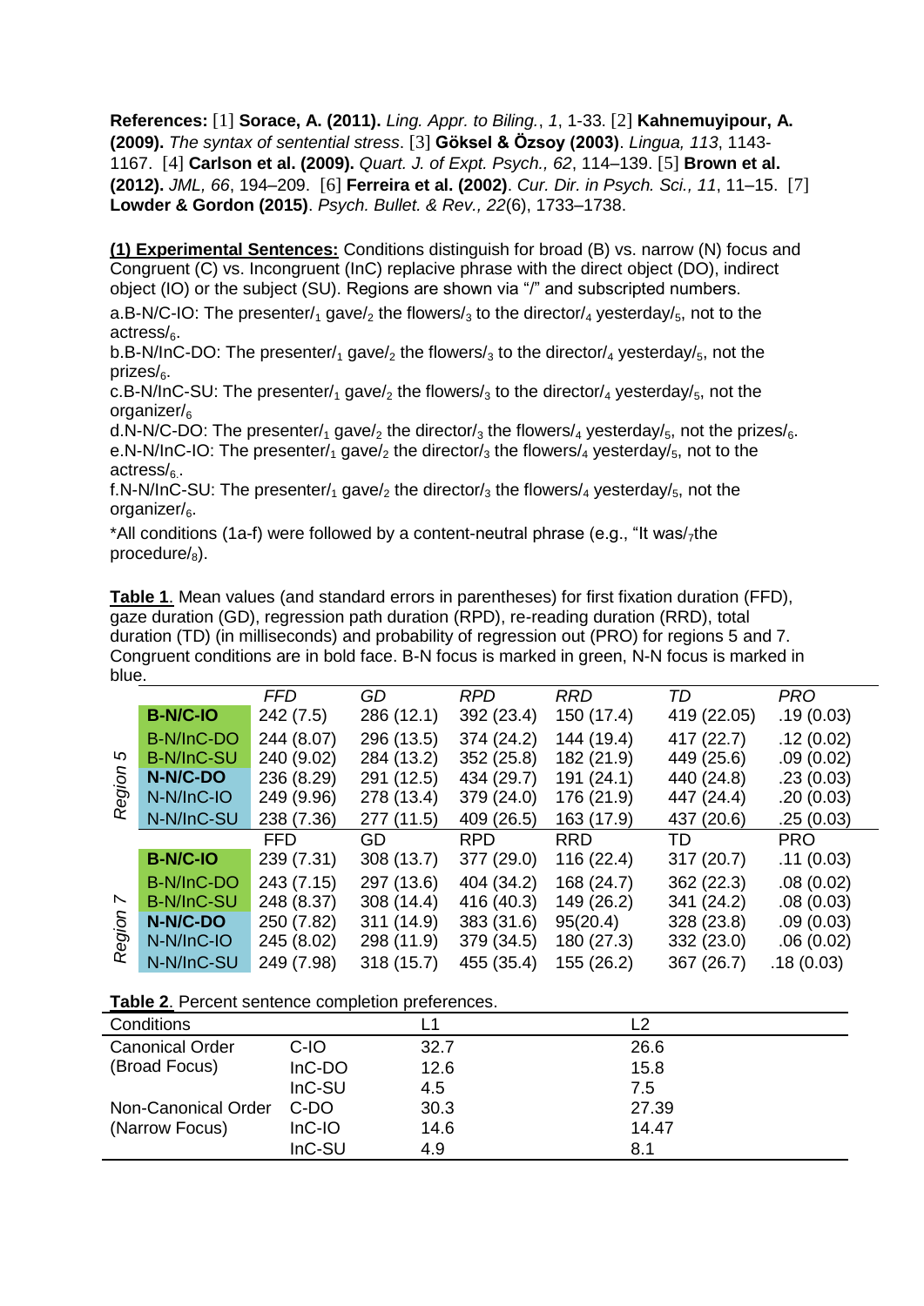**References:** [1] **Sorace, A. (2011).** *Ling. Appr. to Biling.*, *1*, 1-33. [2] **Kahnemuyipour, A. (2009).** *The syntax of sentential stress*. [3] **Göksel & Özsoy (2003)**. *Lingua, 113*, 1143-1167. [4] **Carlson et al. (2009).** *Quart. J. of Expt. Psych., 62*, 114–139. [5] **Brown et al. (2012).** *JML, 66*, 194–209. [6] **Ferreira et al. (2002)**. *Cur. Dir. in Psych. Sci., 11*, 11–15. [7] **Lowder & Gordon (2015)**. *Psych. Bullet. & Rev., 22*(6), 1733–1738.

**(1) Experimental Sentences:** Conditions distinguish for broad (B) vs. narrow (N) focus and Congruent (C) vs. Incongruent (InC) replacive phrase with the direct object (DO), indirect object (IO) or the subject (SU). Regions are shown via "/" and subscripted numbers.

a.B-N/C-IO: The presenter/$_1$ gave/$_2$ the flowers/$_3$ to the director/$_4$ yesterday/$_5$, not to the actress/$_6$.

b.B-N/InC-DO: The presenter/$_1$ gave/$_2$ the flowers/$_3$ to the director/$_4$ yesterday/$_5$, not the prizes/$_6$.

c.B-N/InC-SU: The presenter/$_1$ gave/$_2$ the flowers/$_3$ to the director/$_4$ yesterday/$_5$, not the organizer/$_6$

d.N-N/C-DO: The presenter/$_1$ gave/$_2$ the director/$_3$ the flowers/$_4$ yesterday/$_5$, not the prizes/$_6$.

e.N-N/InC-IO: The presenter/$_1$ gave/$_2$ the director/$_3$ the flowers/$_4$ yesterday/$_5$, not to the actress/$_6$.

f.N-N/InC-SU: The presenter/$_1$ gave/$_2$ the director/$_3$ the flowers/$_4$ yesterday/$_5$, not the organizer/$_6$.

*All conditions (1a-f) were followed by a content-neutral phrase (e.g., "It was/$_7$the procedure/$_8$).

**Table 1**. Mean values (and standard errors in parentheses) for first fixation duration (FFD), gaze duration (GD), regression path duration (RPD), re-reading duration (RRD), total duration (TD) (in milliseconds) and probability of regression out (PRO) for regions 5 and 7. Congruent conditions are in bold face. B-N focus is marked in green, N-N focus is marked in blue.

| | | FFD | GD | RPD | RRD | TD | PRO |
|---|---|---|---|---|---|---|---|
| Region 5 | **B-N/C-IO** | 242 (7.5) | 286 (12.1) | 392 (23.4) | 150 (17.4) | 419 (22.05) | .19 (0.03) |
| | B-N/InC-DO | 244 (8.07) | 296 (13.5) | 374 (24.2) | 144 (19.4) | 417 (22.7) | .12 (0.02) |
| | B-N/InC-SU | 240 (9.02) | 284 (13.2) | 352 (25.8) | 182 (21.9) | 449 (25.6) | .09 (0.02) |
| | **N-N/C-DO** | 236 (8.29) | 291 (12.5) | 434 (29.7) | 191 (24.1) | 440 (24.8) | .23 (0.03) |
| | N-N/InC-IO | 249 (9.96) | 278 (13.4) | 379 (24.0) | 176 (21.9) | 447 (24.4) | .20 (0.03) |
| | N-N/InC-SU | 238 (7.36) | 277 (11.5) | 409 (26.5) | 163 (17.9) | 437 (20.6) | .25 (0.03) |
| | | FFD | GD | RPD | RRD | TD | PRO |
| Region 7 | **B-N/C-IO** | 239 (7.31) | 308 (13.7) | 377 (29.0) | 116 (22.4) | 317 (20.7) | .11 (0.03) |
| | B-N/InC-DO | 243 (7.15) | 297 (13.6) | 404 (34.2) | 168 (24.7) | 362 (22.3) | .08 (0.02) |
| | B-N/InC-SU | 248 (8.37) | 308 (14.4) | 416 (40.3) | 149 (26.2) | 341 (24.2) | .08 (0.03) |
| | **N-N/C-DO** | 250 (7.82) | 311 (14.9) | 383 (31.6) | 95(20.4) | 328 (23.8) | .09 (0.03) |
| | N-N/InC-IO | 245 (8.02) | 298 (11.9) | 379 (34.5) | 180 (27.3) | 332 (23.0) | .06 (0.02) |
| | N-N/InC-SU | 249 (7.98) | 318 (15.7) | 455 (35.4) | 155 (26.2) | 367 (26.7) | .18 (0.03) |

**Table 2**. Percent sentence completion preferences.

| Conditions | | L1 | L2 |
|---|---|---|---|
| Canonical Order | C-IO | 32.7 | 26.6 |
| (Broad Focus) | InC-DO | 12.6 | 15.8 |
| | InC-SU | 4.5 | 7.5 |
| Non-Canonical Order | C-DO | 30.3 | 27.39 |
| (Narrow Focus) | InC-IO | 14.6 | 14.47 |
| | InC-SU | 4.9 | 8.1 |